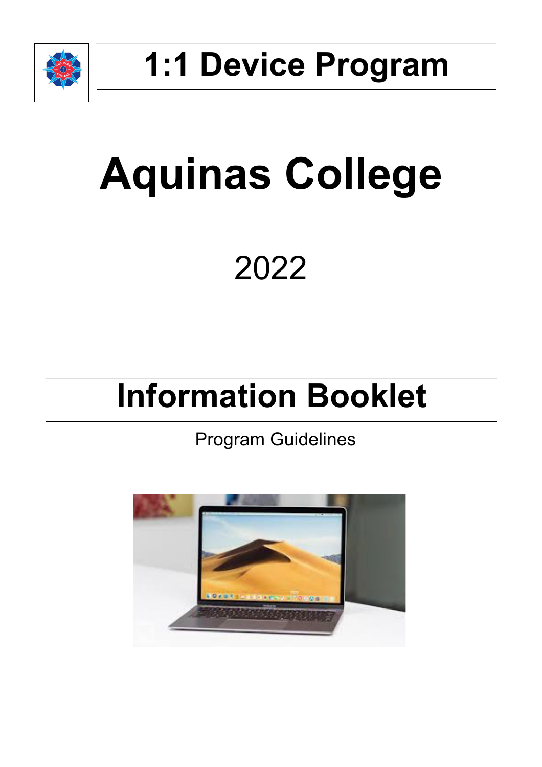# 1:1 Device Program

# Aquinas College

2022

## Information Booklet

Program Guidelines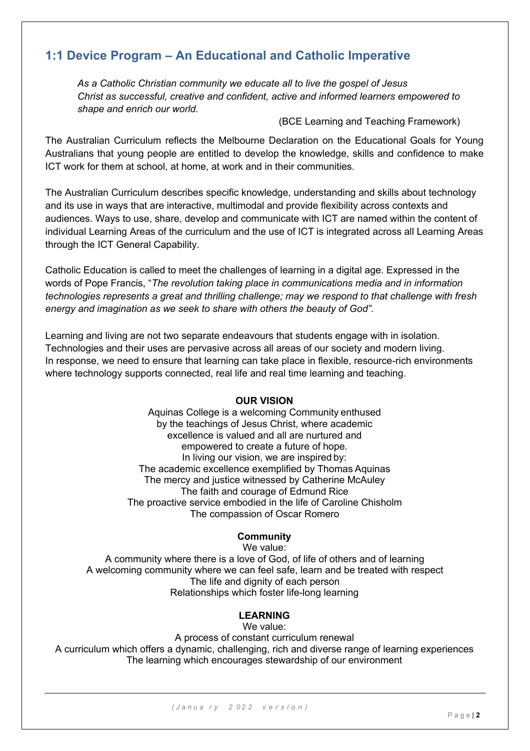## 1:1 Device Program – An Educational and Catholic Imperative

> *As a Catholic Christian community we educate all to live the gospel of Jesus Christ as successful, creative and confident, active and informed learners empowered to shape and enrich our world.*
>
> (BCE Learning and Teaching Framework)

The Australian Curriculum reflects the Melbourne Declaration on the Educational Goals for Young Australians that young people are entitled to develop the knowledge, skills and confidence to make ICT work for them at school, at home, at work and in their communities.

The Australian Curriculum describes specific knowledge, understanding and skills about technology and its use in ways that are interactive, multimodal and provide flexibility across contexts and audiences. Ways to use, share, develop and communicate with ICT are named within the content of individual Learning Areas of the curriculum and the use of ICT is integrated across all Learning Areas through the ICT General Capability.

Catholic Education is called to meet the challenges of learning in a digital age. Expressed in the words of Pope Francis, "*The revolution taking place in communications media and in information technologies represents a great and thrilling challenge; may we respond to that challenge with fresh energy and imagination as we seek to share with others the beauty of God".*

Learning and living are not two separate endeavours that students engage with in isolation. Technologies and their uses are pervasive across all areas of our society and modern living. In response, we need to ensure that learning can take place in flexible, resource-rich environments where technology supports connected, real life and real time learning and teaching.

**OUR VISION**

Aquinas College is a welcoming Community enthused by the teachings of Jesus Christ, where academic excellence is valued and all are nurtured and empowered to create a future of hope.
In living our vision, we are inspired by:
The academic excellence exemplified by Thomas Aquinas
The mercy and justice witnessed by Catherine McAuley
The faith and courage of Edmund Rice
The proactive service embodied in the life of Caroline Chisholm
The compassion of Oscar Romero

**Community**

We value:
A community where there is a love of God, of life of others and of learning
A welcoming community where we can feel safe, learn and be treated with respect
The life and dignity of each person
Relationships which foster life-long learning

**LEARNING**

We value:
A process of constant curriculum renewal
A curriculum which offers a dynamic, challenging, rich and diverse range of learning experiences
The learning which encourages stewardship of our environment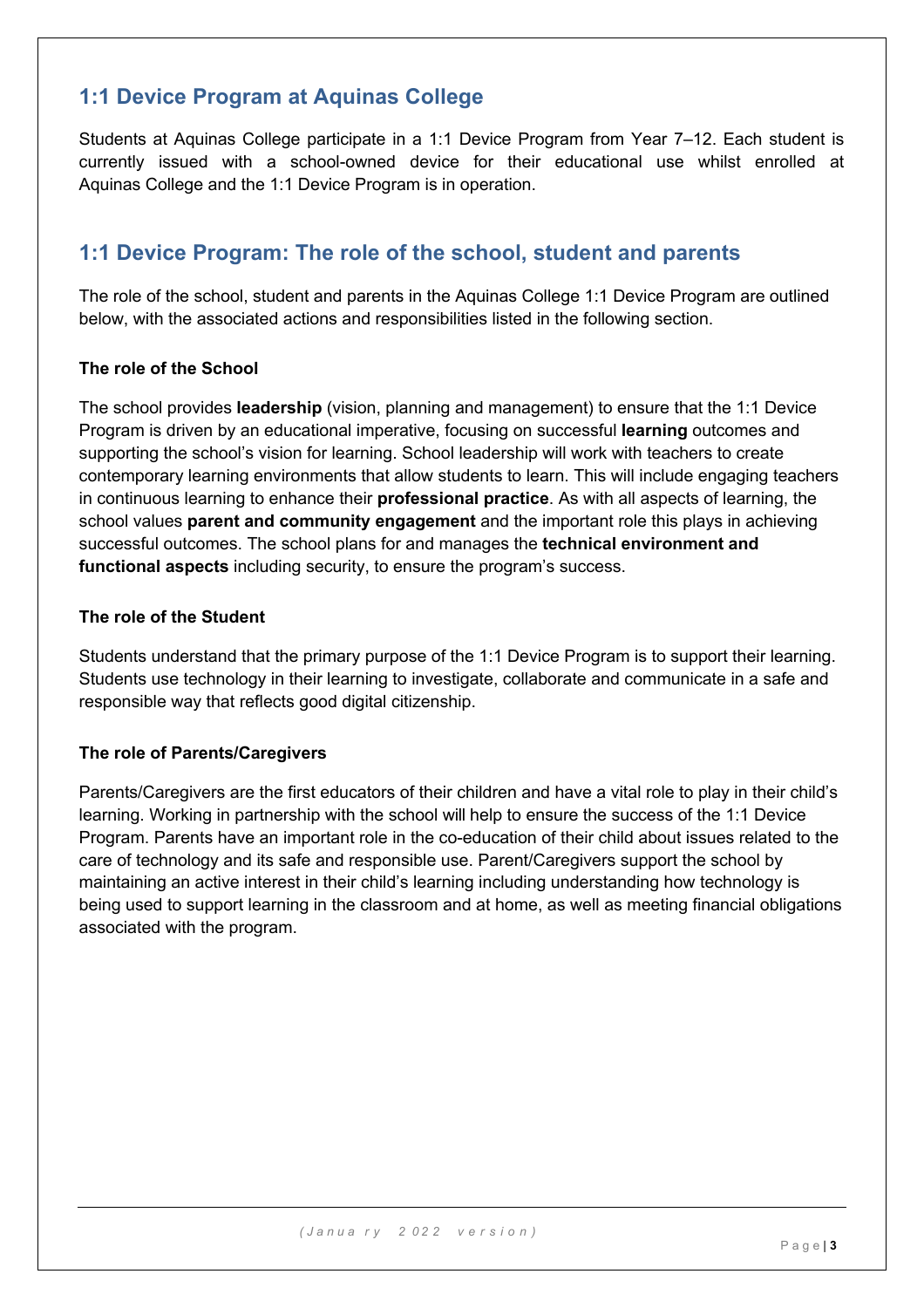## 1:1 Device Program at Aquinas College

Students at Aquinas College participate in a 1:1 Device Program from Year 7–12. Each student is currently issued with a school-owned device for their educational use whilst enrolled at Aquinas College and the 1:1 Device Program is in operation.

## 1:1 Device Program: The role of the school, student and parents

The role of the school, student and parents in the Aquinas College 1:1 Device Program are outlined below, with the associated actions and responsibilities listed in the following section.

### The role of the School

The school provides **leadership** (vision, planning and management) to ensure that the 1:1 Device Program is driven by an educational imperative, focusing on successful **learning** outcomes and supporting the school's vision for learning. School leadership will work with teachers to create contemporary learning environments that allow students to learn. This will include engaging teachers in continuous learning to enhance their **professional practice**. As with all aspects of learning, the school values **parent and community engagement** and the important role this plays in achieving successful outcomes. The school plans for and manages the **technical environment and functional aspects** including security, to ensure the program's success.

### The role of the Student

Students understand that the primary purpose of the 1:1 Device Program is to support their learning. Students use technology in their learning to investigate, collaborate and communicate in a safe and responsible way that reflects good digital citizenship.

### The role of Parents/Caregivers

Parents/Caregivers are the first educators of their children and have a vital role to play in their child's learning. Working in partnership with the school will help to ensure the success of the 1:1 Device Program. Parents have an important role in the co-education of their child about issues related to the care of technology and its safe and responsible use. Parent/Caregivers support the school by maintaining an active interest in their child's learning including understanding how technology is being used to support learning in the classroom and at home, as well as meeting financial obligations associated with the program.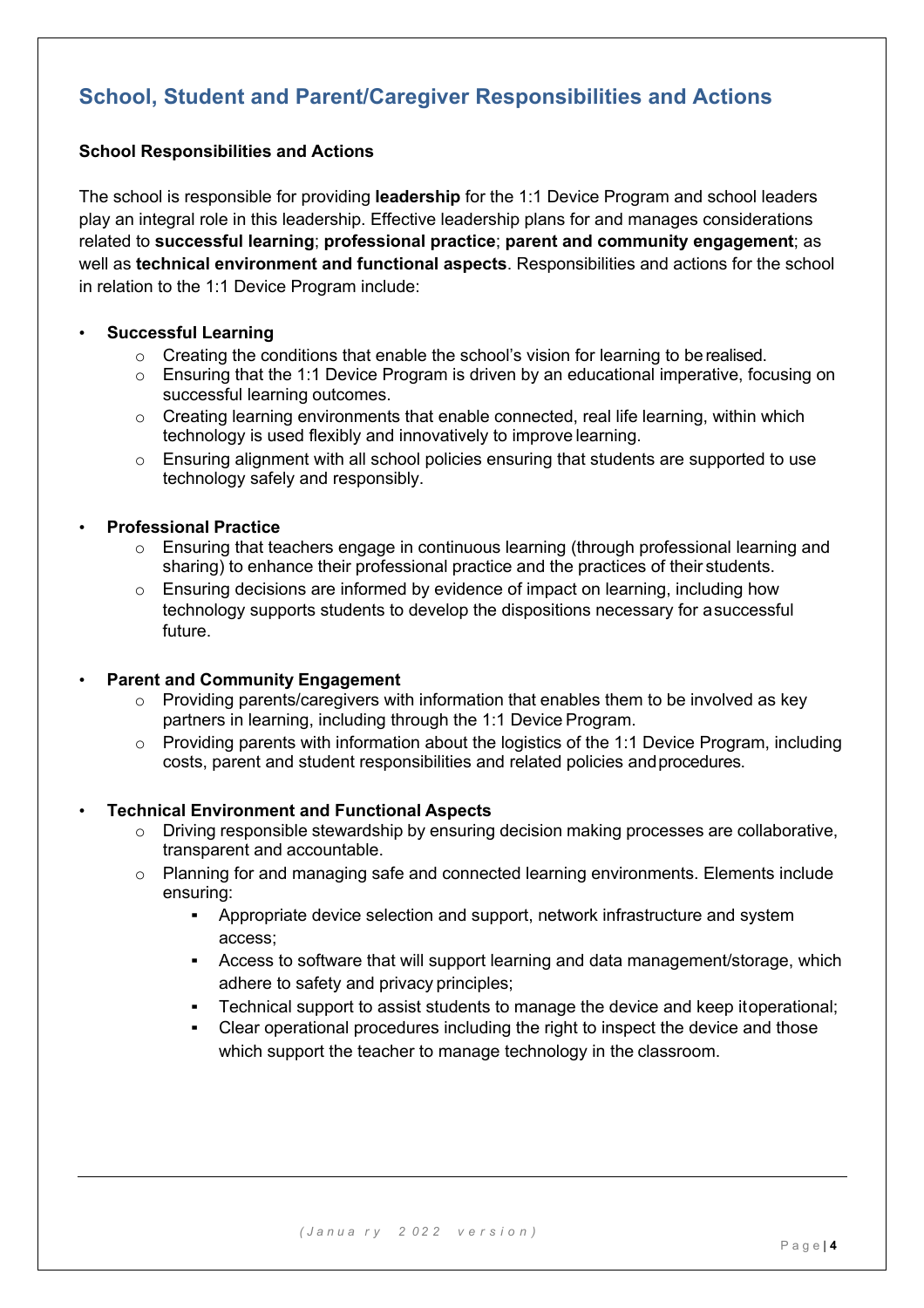## School, Student and Parent/Caregiver Responsibilities and Actions

### School Responsibilities and Actions

The school is responsible for providing **leadership** for the 1:1 Device Program and school leaders play an integral role in this leadership. Effective leadership plans for and manages considerations related to **successful learning**; **professional practice**; **parent and community engagement**; as well as **technical environment and functional aspects**. Responsibilities and actions for the school in relation to the 1:1 Device Program include:

- **Successful Learning**
  - Creating the conditions that enable the school's vision for learning to be realised.
  - Ensuring that the 1:1 Device Program is driven by an educational imperative, focusing on successful learning outcomes.
  - Creating learning environments that enable connected, real life learning, within which technology is used flexibly and innovatively to improve learning.
  - Ensuring alignment with all school policies ensuring that students are supported to use technology safely and responsibly.

- **Professional Practice**
  - Ensuring that teachers engage in continuous learning (through professional learning and sharing) to enhance their professional practice and the practices of their students.
  - Ensuring decisions are informed by evidence of impact on learning, including how technology supports students to develop the dispositions necessary for a successful future.

- **Parent and Community Engagement**
  - Providing parents/caregivers with information that enables them to be involved as key partners in learning, including through the 1:1 Device Program.
  - Providing parents with information about the logistics of the 1:1 Device Program, including costs, parent and student responsibilities and related policies and procedures.

- **Technical Environment and Functional Aspects**
  - Driving responsible stewardship by ensuring decision making processes are collaborative, transparent and accountable.
  - Planning for and managing safe and connected learning environments. Elements include ensuring:
    - Appropriate device selection and support, network infrastructure and system access;
    - Access to software that will support learning and data management/storage, which adhere to safety and privacy principles;
    - Technical support to assist students to manage the device and keep it operational;
    - Clear operational procedures including the right to inspect the device and those which support the teacher to manage technology in the classroom.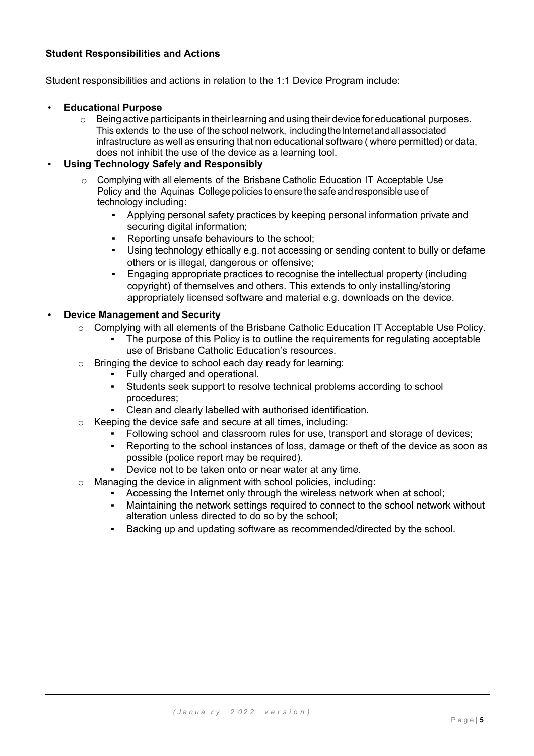**Student Responsibilities and Actions**

Student responsibilities and actions in relation to the 1:1 Device Program include:

- **Educational Purpose**
  - Being active participants in their learning and using their device for educational purposes. This extends to the use of the school network, including the Internet and all associated infrastructure as well as ensuring that non educational software ( where permitted) or data, does not inhibit the use of the device as a learning tool.
- **Using Technology Safely and Responsibly**
  - Complying with all elements of the Brisbane Catholic Education IT Acceptable Use Policy and the Aquinas College policies to ensure the safe and responsible use of technology including:
    - Applying personal safety practices by keeping personal information private and securing digital information;
    - Reporting unsafe behaviours to the school;
    - Using technology ethically e.g. not accessing or sending content to bully or defame others or is illegal, dangerous or offensive;
    - Engaging appropriate practices to recognise the intellectual property (including copyright) of themselves and others. This extends to only installing/storing appropriately licensed software and material e.g. downloads on the device.
- **Device Management and Security**
  - Complying with all elements of the Brisbane Catholic Education IT Acceptable Use Policy.
    - The purpose of this Policy is to outline the requirements for regulating acceptable use of Brisbane Catholic Education's resources.
  - Bringing the device to school each day ready for learning:
    - Fully charged and operational.
    - Students seek support to resolve technical problems according to school procedures;
    - Clean and clearly labelled with authorised identification.
  - Keeping the device safe and secure at all times, including:
    - Following school and classroom rules for use, transport and storage of devices;
    - Reporting to the school instances of loss, damage or theft of the device as soon as possible (police report may be required).
    - Device not to be taken onto or near water at any time.
  - Managing the device in alignment with school policies, including:
    - Accessing the Internet only through the wireless network when at school;
    - Maintaining the network settings required to connect to the school network without alteration unless directed to do so by the school;
    - Backing up and updating software as recommended/directed by the school.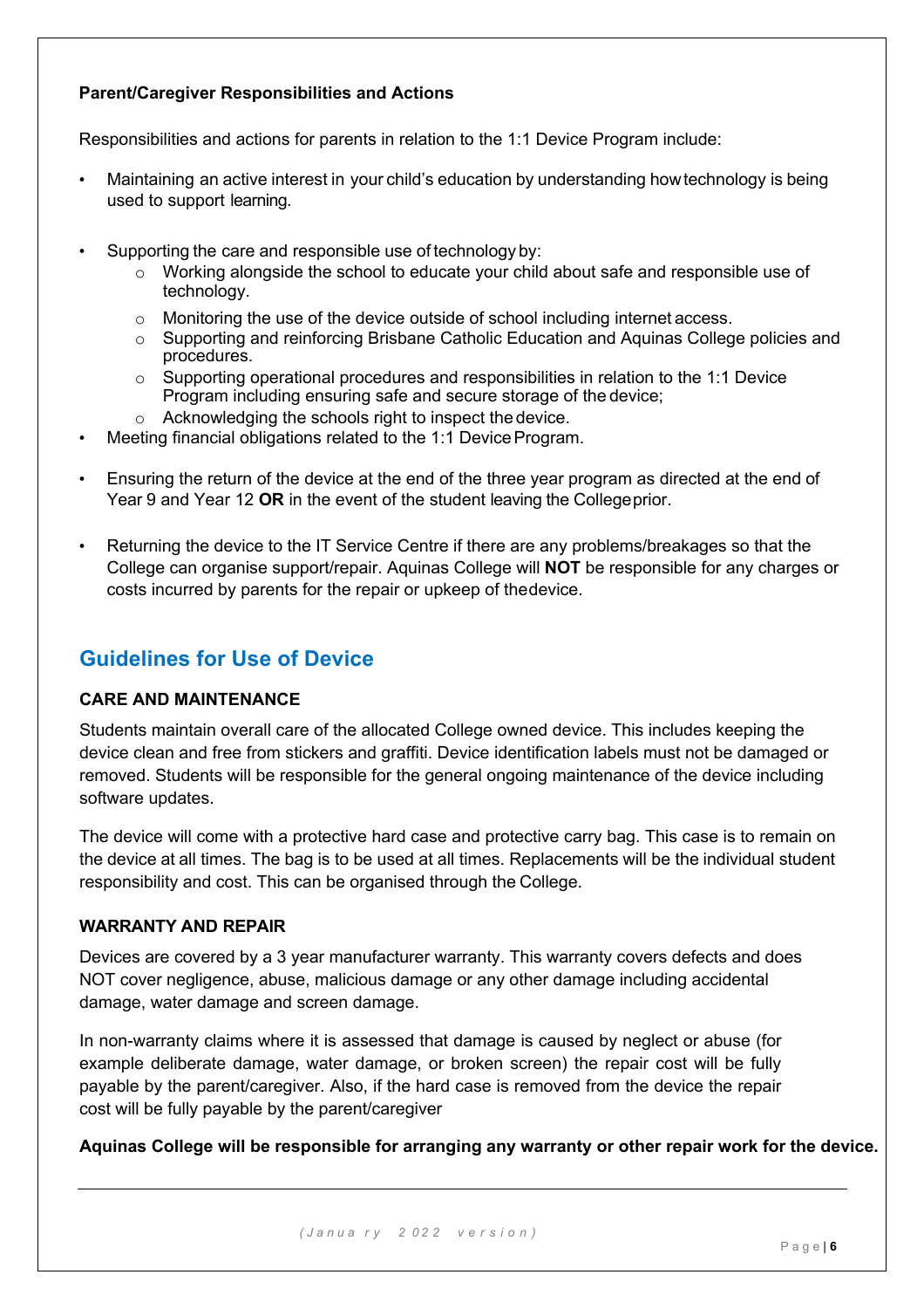**Parent/Caregiver Responsibilities and Actions**

Responsibilities and actions for parents in relation to the 1:1 Device Program include:

- Maintaining an active interest in your child's education by understanding how technology is being used to support learning.
- Supporting the care and responsible use of technology by:
  - Working alongside the school to educate your child about safe and responsible use of technology.
  - Monitoring the use of the device outside of school including internet access.
  - Supporting and reinforcing Brisbane Catholic Education and Aquinas College policies and procedures.
  - Supporting operational procedures and responsibilities in relation to the 1:1 Device Program including ensuring safe and secure storage of the device;
  - Acknowledging the schools right to inspect the device.
- Meeting financial obligations related to the 1:1 Device Program.
- Ensuring the return of the device at the end of the three year program as directed at the end of Year 9 and Year 12 **OR** in the event of the student leaving the College prior.
- Returning the device to the IT Service Centre if there are any problems/breakages so that the College can organise support/repair. Aquinas College will **NOT** be responsible for any charges or costs incurred by parents for the repair or upkeep of the device.

## Guidelines for Use of Device

### CARE AND MAINTENANCE

Students maintain overall care of the allocated College owned device. This includes keeping the device clean and free from stickers and graffiti. Device identification labels must not be damaged or removed. Students will be responsible for the general ongoing maintenance of the device including software updates.

The device will come with a protective hard case and protective carry bag. This case is to remain on the device at all times. The bag is to be used at all times. Replacements will be the individual student responsibility and cost. This can be organised through the College.

### WARRANTY AND REPAIR

Devices are covered by a 3 year manufacturer warranty. This warranty covers defects and does NOT cover negligence, abuse, malicious damage or any other damage including accidental damage, water damage and screen damage.

In non-warranty claims where it is assessed that damage is caused by neglect or abuse (for example deliberate damage, water damage, or broken screen) the repair cost will be fully payable by the parent/caregiver. Also, if the hard case is removed from the device the repair cost will be fully payable by the parent/caregiver

**Aquinas College will be responsible for arranging any warranty or other repair work for the device.**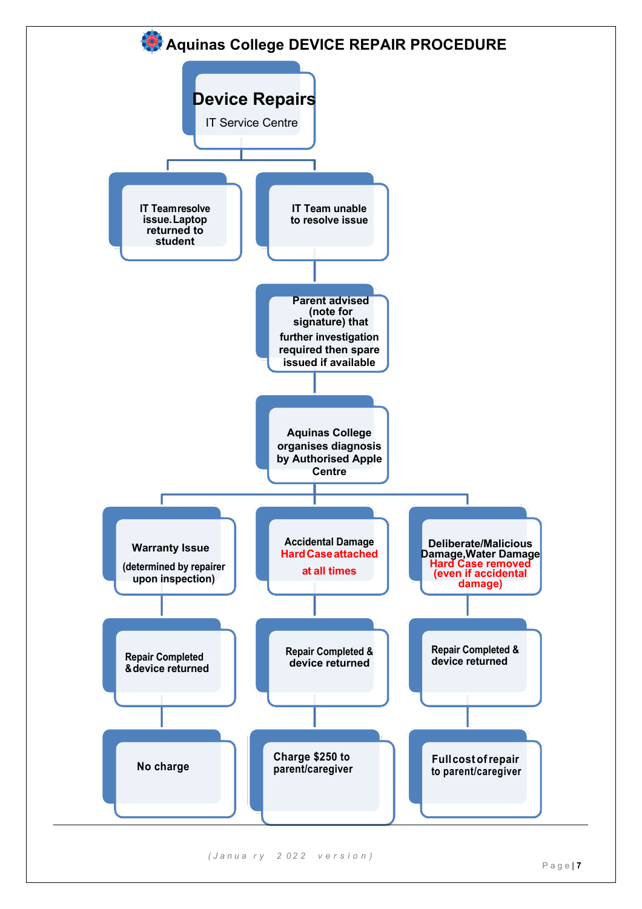# Aquinas College DEVICE REPAIR PROCEDURE

## Device Repairs

IT Service Centre

- **IT Team resolve issue. Laptop returned to student**
- **IT Team unable to resolve issue**
  - **Parent advised (note for signature) that further investigation required then spare issued if available**
    - **Aquinas College organises diagnosis by Authorised Apple Centre**
      - **Warranty Issue** (determined by repairer upon inspection)
        - Repair Completed & device returned
          - No charge
      - **Accidental Damage** **Hard Case attached at all times**
        - Repair Completed & device returned
          - Charge $250 to parent/caregiver
      - **Deliberate/Malicious Damage, Water Damage** **Hard Case removed (even if accidental damage)**
        - Repair Completed & device returned
          - Full cost of repair to parent/caregiver

(January 2022 version)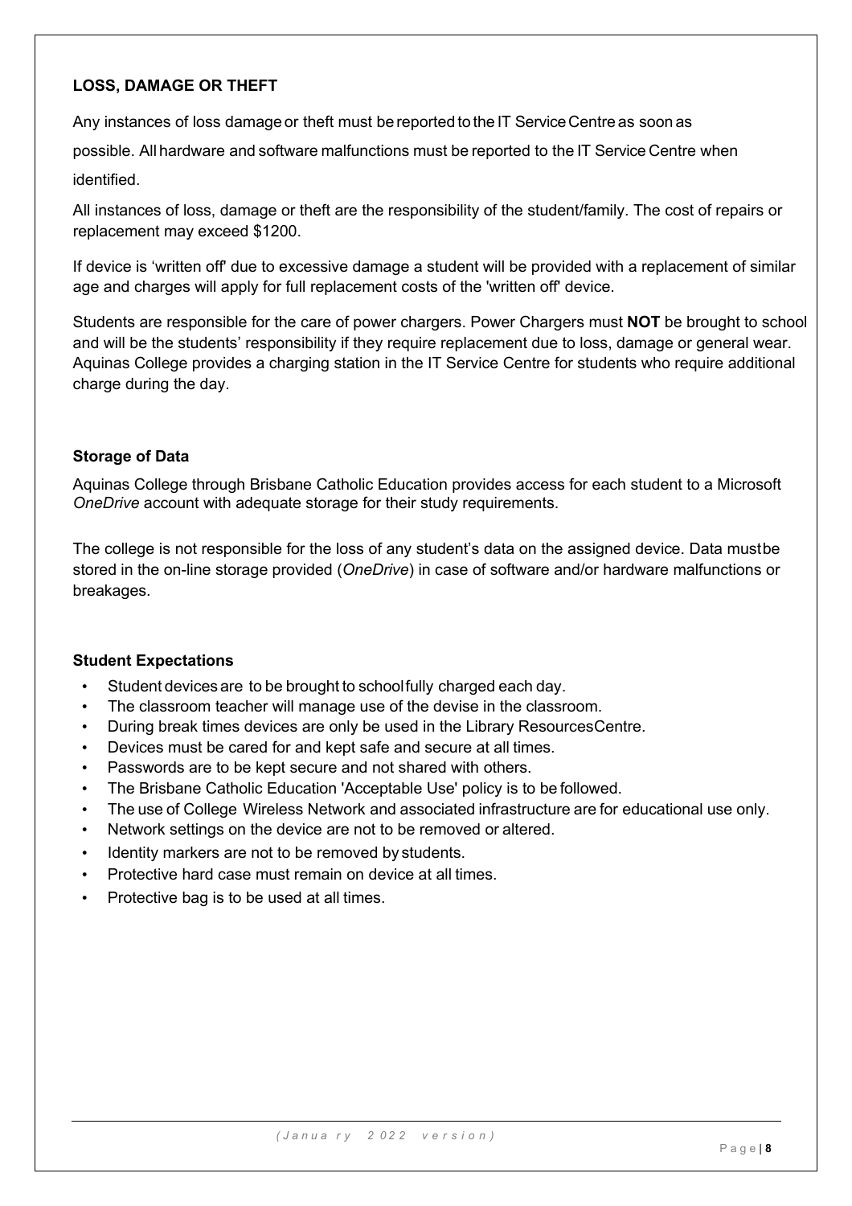## LOSS, DAMAGE OR THEFT

Any instances of loss damage or theft must be reported to the IT Service Centre as soon as possible. All hardware and software malfunctions must be reported to the IT Service Centre when identified.

All instances of loss, damage or theft are the responsibility of the student/family. The cost of repairs or replacement may exceed $1200.

If device is 'written off' due to excessive damage a student will be provided with a replacement of similar age and charges will apply for full replacement costs of the 'written off' device.

Students are responsible for the care of power chargers. Power Chargers must **NOT** be brought to school and will be the students' responsibility if they require replacement due to loss, damage or general wear. Aquinas College provides a charging station in the IT Service Centre for students who require additional charge during the day.

### Storage of Data

Aquinas College through Brisbane Catholic Education provides access for each student to a Microsoft *OneDrive* account with adequate storage for their study requirements.

The college is not responsible for the loss of any student's data on the assigned device. Data mustbe stored in the on-line storage provided (*OneDrive*) in case of software and/or hardware malfunctions or breakages.

### Student Expectations

- Student devices are to be brought to school fully charged each day.
- The classroom teacher will manage use of the devise in the classroom.
- During break times devices are only be used in the Library ResourcesCentre.
- Devices must be cared for and kept safe and secure at all times.
- Passwords are to be kept secure and not shared with others.
- The Brisbane Catholic Education 'Acceptable Use' policy is to be followed.
- The use of College Wireless Network and associated infrastructure are for educational use only.
- Network settings on the device are not to be removed or altered.
- Identity markers are not to be removed by students.
- Protective hard case must remain on device at all times.
- Protective bag is to be used at all times.